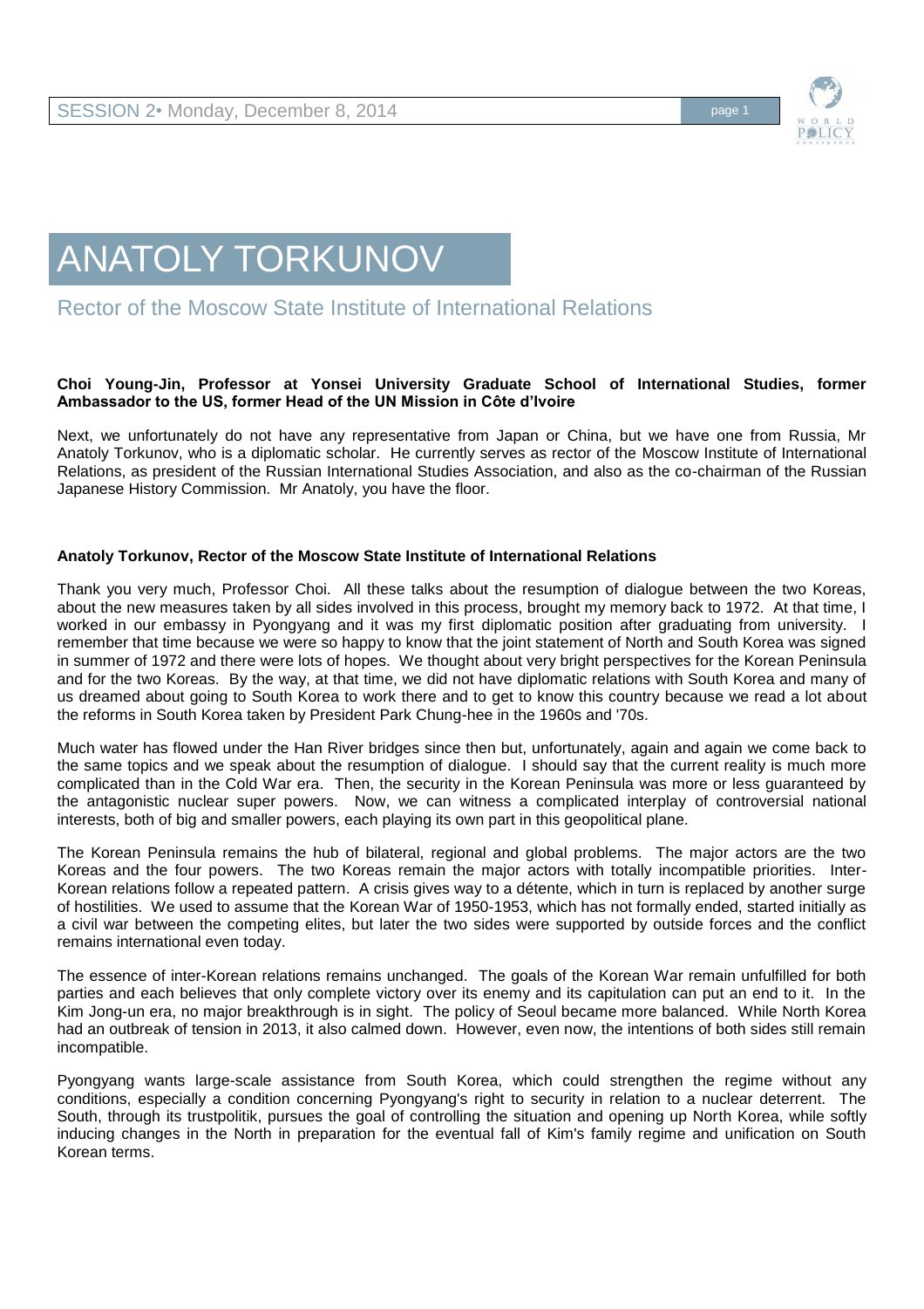# ANATOLY TORKUNOV

## Rector of the Moscow State Institute of International Relations

**Choi Young-Jin, Professor at Yonsei University Graduate School of International Studies, former Ambassador to the US, former Head of the UN Mission in Côte d'Ivoire**

Next, we unfortunately do not have any representative from Japan or China, but we have one from Russia, Mr Anatoly Torkunov, who is a diplomatic scholar. He currently serves as rector of the Moscow Institute of International Relations, as president of the Russian International Studies Association, and also as the co-chairman of the Russian Japanese History Commission. Mr Anatoly, you have the floor.

**Anatoly Torkunov, Rector of the Moscow State Institute of International Relations**

Thank you very much, Professor Choi. All these talks about the resumption of dialogue between the two Koreas, about the new measures taken by all sides involved in this process, brought my memory back to 1972. At that time, I worked in our embassy in Pyongyang and it was my first diplomatic position after graduating from university. I remember that time because we were so happy to know that the joint statement of North and South Korea was signed in summer of 1972 and there were lots of hopes. We thought about very bright perspectives for the Korean Peninsula and for the two Koreas. By the way, at that time, we did not have diplomatic relations with South Korea and many of us dreamed about going to South Korea to work there and to get to know this country because we read a lot about the reforms in South Korea taken by President Park Chung-hee in the 1960s and '70s.

Much water has flowed under the Han River bridges since then but, unfortunately, again and again we come back to the same topics and we speak about the resumption of dialogue. I should say that the current reality is much more complicated than in the Cold War era. Then, the security in the Korean Peninsula was more or less guaranteed by the antagonistic nuclear super powers. Now, we can witness a complicated interplay of controversial national interests, both of big and smaller powers, each playing its own part in this geopolitical plane.

The Korean Peninsula remains the hub of bilateral, regional and global problems. The major actors are the two Koreas and the four powers. The two Koreas remain the major actors with totally incompatible priorities. Inter-Korean relations follow a repeated pattern. A crisis gives way to a détente, which in turn is replaced by another surge of hostilities. We used to assume that the Korean War of 1950-1953, which has not formally ended, started initially as a civil war between the competing elites, but later the two sides were supported by outside forces and the conflict remains international even today.

The essence of inter-Korean relations remains unchanged. The goals of the Korean War remain unfulfilled for both parties and each believes that only complete victory over its enemy and its capitulation can put an end to it. In the Kim Jong-un era, no major breakthrough is in sight. The policy of Seoul became more balanced. While North Korea had an outbreak of tension in 2013, it also calmed down. However, even now, the intentions of both sides still remain incompatible.

Pyongyang wants large-scale assistance from South Korea, which could strengthen the regime without any conditions, especially a condition concerning Pyongyang's right to security in relation to a nuclear deterrent. The South, through its trustpolitik, pursues the goal of controlling the situation and opening up North Korea, while softly inducing changes in the North in preparation for the eventual fall of Kim's family regime and unification on South Korean terms.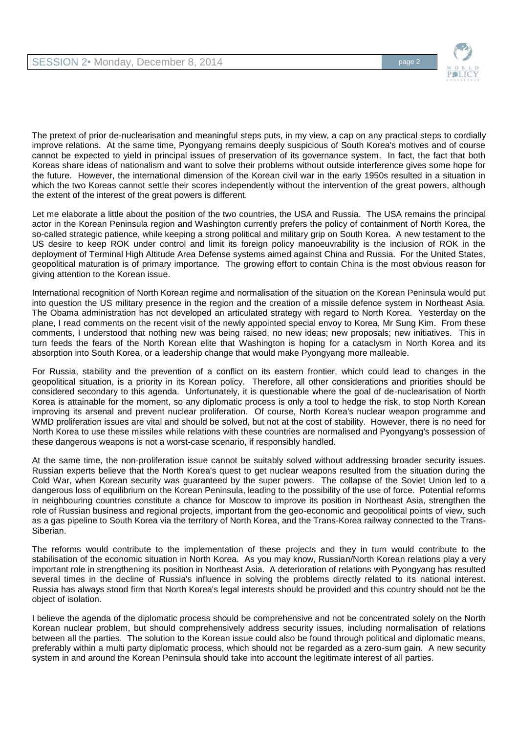The pretext of prior de-nuclearisation and meaningful steps puts, in my view, a cap on any practical steps to cordially improve relations. At the same time, Pyongyang remains deeply suspicious of South Korea's motives and of course cannot be expected to yield in principal issues of preservation of its governance system. In fact, the fact that both Koreas share ideas of nationalism and want to solve their problems without outside interference gives some hope for the future. However, the international dimension of the Korean civil war in the early 1950s resulted in a situation in which the two Koreas cannot settle their scores independently without the intervention of the great powers, although the extent of the interest of the great powers is different.

Let me elaborate a little about the position of the two countries, the USA and Russia. The USA remains the principal actor in the Korean Peninsula region and Washington currently prefers the policy of containment of North Korea, the so-called strategic patience, while keeping a strong political and military grip on South Korea. A new testament to the US desire to keep ROK under control and limit its foreign policy manoeuvrability is the inclusion of ROK in the deployment of Terminal High Altitude Area Defense systems aimed against China and Russia. For the United States, geopolitical maturation is of primary importance. The growing effort to contain China is the most obvious reason for giving attention to the Korean issue.

International recognition of North Korean regime and normalisation of the situation on the Korean Peninsula would put into question the US military presence in the region and the creation of a missile defence system in Northeast Asia. The Obama administration has not developed an articulated strategy with regard to North Korea. Yesterday on the plane, I read comments on the recent visit of the newly appointed special envoy to Korea, Mr Sung Kim. From these comments, I understood that nothing new was being raised, no new ideas; new proposals; new initiatives. This in turn feeds the fears of the North Korean elite that Washington is hoping for a cataclysm in North Korea and its absorption into South Korea, or a leadership change that would make Pyongyang more malleable.

For Russia, stability and the prevention of a conflict on its eastern frontier, which could lead to changes in the geopolitical situation, is a priority in its Korean policy. Therefore, all other considerations and priorities should be considered secondary to this agenda. Unfortunately, it is questionable where the goal of de-nuclearisation of North Korea is attainable for the moment, so any diplomatic process is only a tool to hedge the risk, to stop North Korean improving its arsenal and prevent nuclear proliferation. Of course, North Korea's nuclear weapon programme and WMD proliferation issues are vital and should be solved, but not at the cost of stability. However, there is no need for North Korea to use these missiles while relations with these countries are normalised and Pyongyang's possession of these dangerous weapons is not a worst-case scenario, if responsibly handled.

At the same time, the non-proliferation issue cannot be suitably solved without addressing broader security issues. Russian experts believe that the North Korea's quest to get nuclear weapons resulted from the situation during the Cold War, when Korean security was guaranteed by the super powers. The collapse of the Soviet Union led to a dangerous loss of equilibrium on the Korean Peninsula, leading to the possibility of the use of force. Potential reforms in neighbouring countries constitute a chance for Moscow to improve its position in Northeast Asia, strengthen the role of Russian business and regional projects, important from the geo-economic and geopolitical points of view, such as a gas pipeline to South Korea via the territory of North Korea, and the Trans-Korea railway connected to the Trans-Siberian.

The reforms would contribute to the implementation of these projects and they in turn would contribute to the stabilisation of the economic situation in North Korea. As you may know, Russian/North Korean relations play a very important role in strengthening its position in Northeast Asia. A deterioration of relations with Pyongyang has resulted several times in the decline of Russia's influence in solving the problems directly related to its national interest. Russia has always stood firm that North Korea's legal interests should be provided and this country should not be the object of isolation.

I believe the agenda of the diplomatic process should be comprehensive and not be concentrated solely on the North Korean nuclear problem, but should comprehensively address security issues, including normalisation of relations between all the parties. The solution to the Korean issue could also be found through political and diplomatic means, preferably within a multi party diplomatic process, which should not be regarded as a zero-sum gain. A new security system in and around the Korean Peninsula should take into account the legitimate interest of all parties.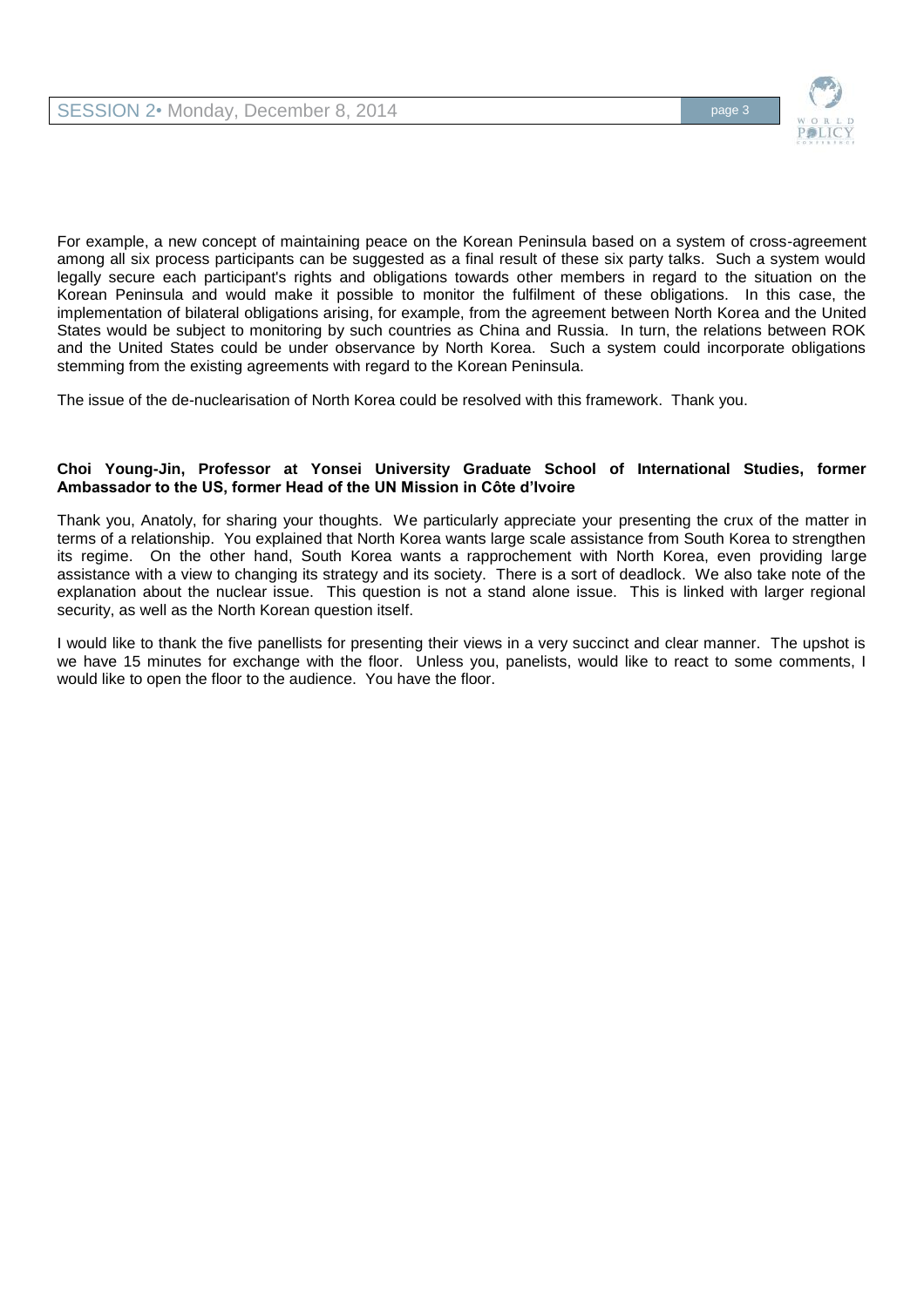For example, a new concept of maintaining peace on the Korean Peninsula based on a system of cross-agreement among all six process participants can be suggested as a final result of these six party talks. Such a system would legally secure each participant's rights and obligations towards other members in regard to the situation on the Korean Peninsula and would make it possible to monitor the fulfilment of these obligations. In this case, the implementation of bilateral obligations arising, for example, from the agreement between North Korea and the United States would be subject to monitoring by such countries as China and Russia. In turn, the relations between ROK and the United States could be under observance by North Korea. Such a system could incorporate obligations stemming from the existing agreements with regard to the Korean Peninsula.

The issue of the de-nuclearisation of North Korea could be resolved with this framework. Thank you.

**Choi Young-Jin, Professor at Yonsei University Graduate School of International Studies, former Ambassador to the US, former Head of the UN Mission in Côte d'Ivoire**

Thank you, Anatoly, for sharing your thoughts. We particularly appreciate your presenting the crux of the matter in terms of a relationship. You explained that North Korea wants large scale assistance from South Korea to strengthen its regime. On the other hand, South Korea wants a rapprochement with North Korea, even providing large assistance with a view to changing its strategy and its society. There is a sort of deadlock. We also take note of the explanation about the nuclear issue. This question is not a stand alone issue. This is linked with larger regional security, as well as the North Korean question itself.

I would like to thank the five panellists for presenting their views in a very succinct and clear manner. The upshot is we have 15 minutes for exchange with the floor. Unless you, panelists, would like to react to some comments, I would like to open the floor to the audience. You have the floor.